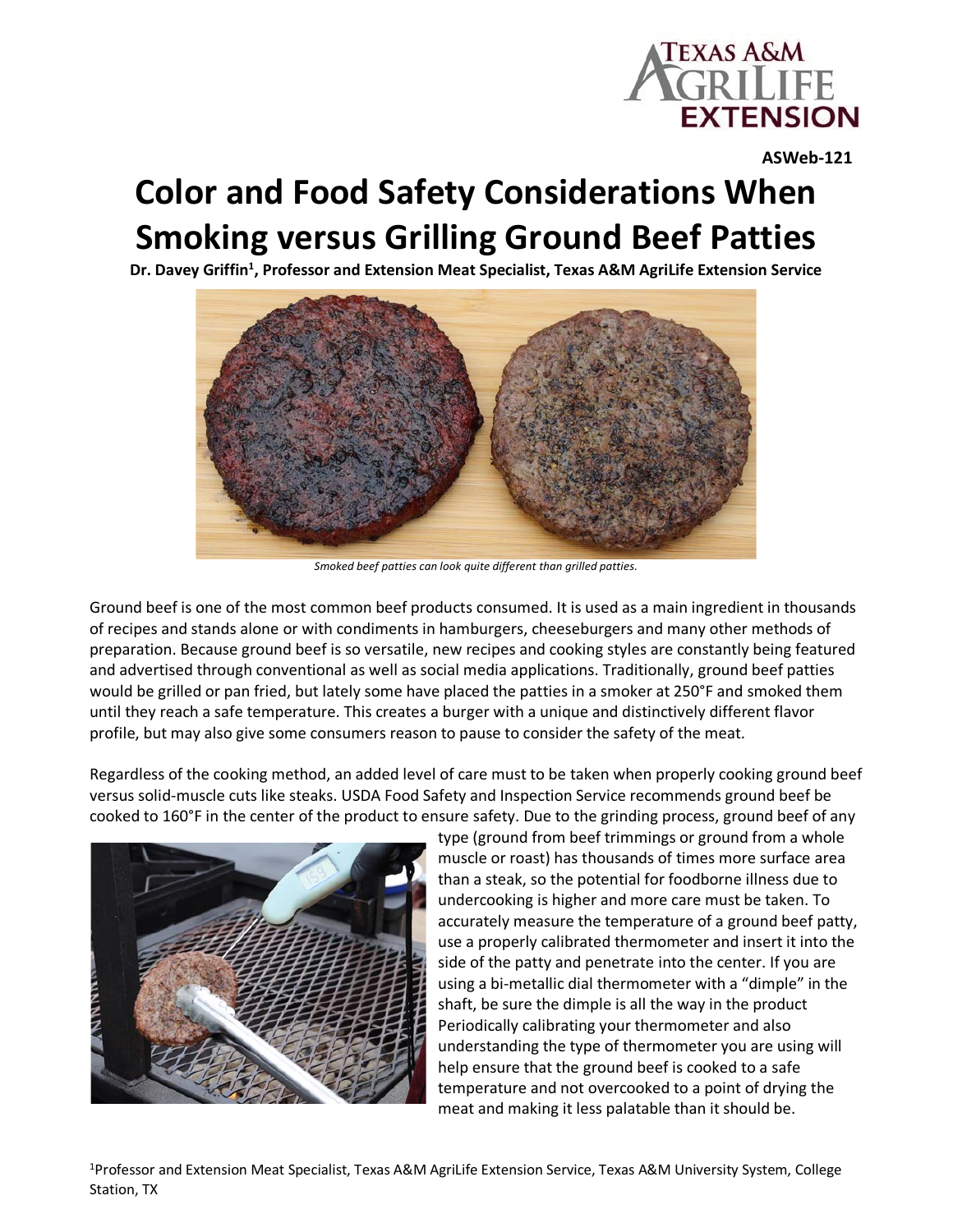ASWeb-121

# Color and Food Safety Considerations When Smoking versus Grilling Ground Beef Patties

**Dr. Davey Griffin[1], Professor and Extension Meat Specialist, Texas A&M AgriLife Extension Service**

*Smoked beef patties can look quite different than grilled patties.*

Ground beef is one of the most common beef products consumed. It is used as a main ingredient in thousands of recipes and stands alone or with condiments in hamburgers, cheeseburgers and many other methods of preparation. Because ground beef is so versatile, new recipes and cooking styles are constantly being featured and advertised through conventional as well as social media applications. Traditionally, ground beef patties would be grilled or pan fried, but lately some have placed the patties in a smoker at 250°F and smoked them until they reach a safe temperature. This creates a burger with a unique and distinctively different flavor profile, but may also give some consumers reason to pause to consider the safety of the meat.

Regardless of the cooking method, an added level of care must to be taken when properly cooking ground beef versus solid-muscle cuts like steaks. USDA Food Safety and Inspection Service recommends ground beef be cooked to 160°F in the center of the product to ensure safety. Due to the grinding process, ground beef of any type (ground from beef trimmings or ground from a whole muscle or roast) has thousands of times more surface area than a steak, so the potential for foodborne illness due to undercooking is higher and more care must be taken. To accurately measure the temperature of a ground beef patty, use a properly calibrated thermometer and insert it into the side of the patty and penetrate into the center. If you are using a bi-metallic dial thermometer with a "dimple" in the shaft, be sure the dimple is all the way in the product Periodically calibrating your thermometer and also understanding the type of thermometer you are using will help ensure that the ground beef is cooked to a safe temperature and not overcooked to a point of drying the meat and making it less palatable than it should be.

[1]Professor and Extension Meat Specialist, Texas A&M AgriLife Extension Service, Texas A&M University System, College Station, TX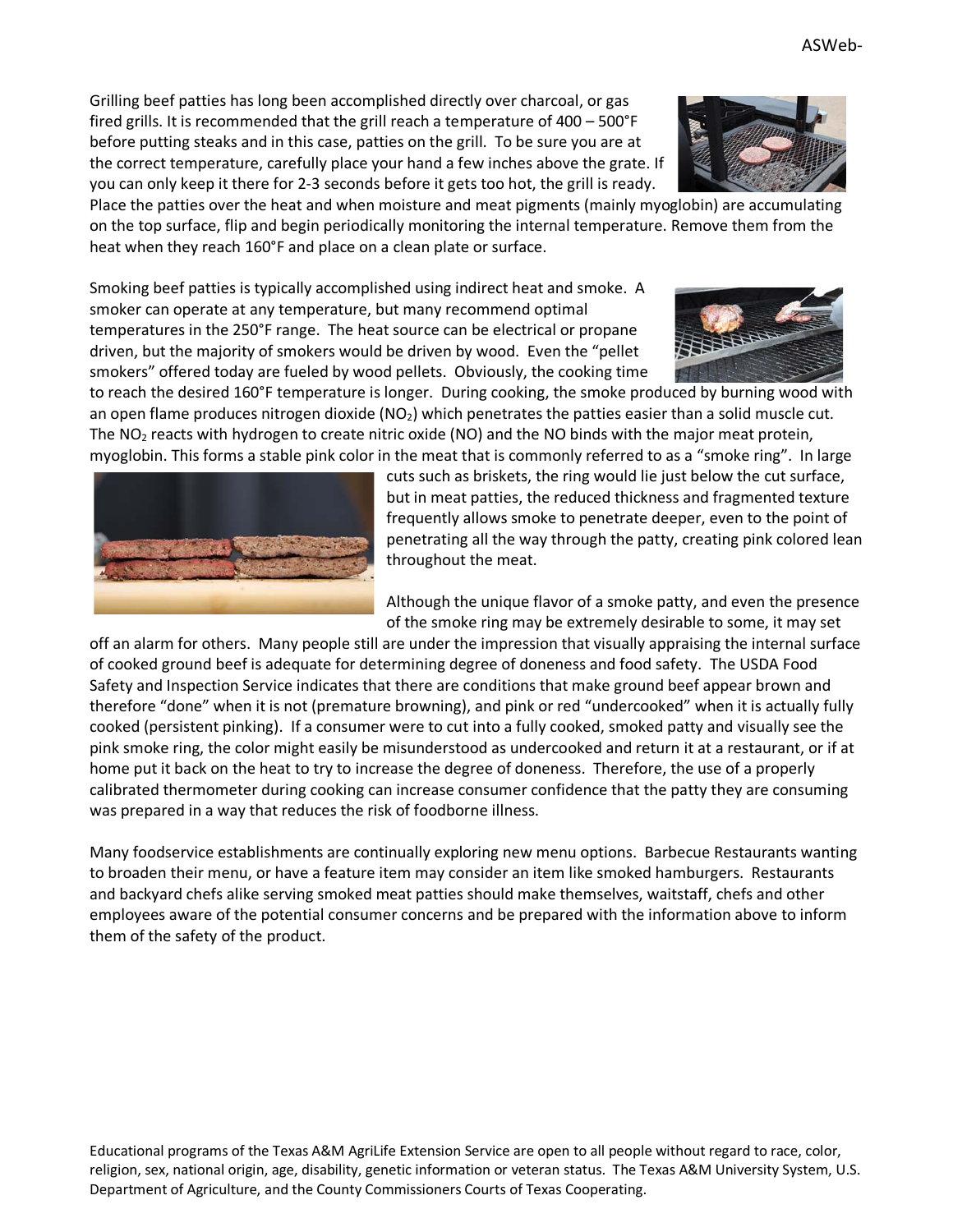Grilling beef patties has long been accomplished directly over charcoal, or gas fired grills. It is recommended that the grill reach a temperature of 400 – 500°F before putting steaks and in this case, patties on the grill. To be sure you are at the correct temperature, carefully place your hand a few inches above the grate. If you can only keep it there for 2-3 seconds before it gets too hot, the grill is ready. Place the patties over the heat and when moisture and meat pigments (mainly myoglobin) are accumulating on the top surface, flip and begin periodically monitoring the internal temperature. Remove them from the heat when they reach 160°F and place on a clean plate or surface.

Smoking beef patties is typically accomplished using indirect heat and smoke. A smoker can operate at any temperature, but many recommend optimal temperatures in the 250°F range. The heat source can be electrical or propane driven, but the majority of smokers would be driven by wood. Even the "pellet smokers" offered today are fueled by wood pellets. Obviously, the cooking time to reach the desired 160°F temperature is longer. During cooking, the smoke produced by burning wood with an open flame produces nitrogen dioxide ($NO_2$) which penetrates the patties easier than a solid muscle cut. The $NO_2$ reacts with hydrogen to create nitric oxide (NO) and the NO binds with the major meat protein, myoglobin. This forms a stable pink color in the meat that is commonly referred to as a "smoke ring". In large cuts such as briskets, the ring would lie just below the cut surface, but in meat patties, the reduced thickness and fragmented texture frequently allows smoke to penetrate deeper, even to the point of penetrating all the way through the patty, creating pink colored lean throughout the meat.

Although the unique flavor of a smoke patty, and even the presence of the smoke ring may be extremely desirable to some, it may set off an alarm for others. Many people still are under the impression that visually appraising the internal surface of cooked ground beef is adequate for determining degree of doneness and food safety. The USDA Food Safety and Inspection Service indicates that there are conditions that make ground beef appear brown and therefore "done" when it is not (premature browning), and pink or red "undercooked" when it is actually fully cooked (persistent pinking). If a consumer were to cut into a fully cooked, smoked patty and visually see the pink smoke ring, the color might easily be misunderstood as undercooked and return it at a restaurant, or if at home put it back on the heat to try to increase the degree of doneness. Therefore, the use of a properly calibrated thermometer during cooking can increase consumer confidence that the patty they are consuming was prepared in a way that reduces the risk of foodborne illness.

Many foodservice establishments are continually exploring new menu options. Barbecue Restaurants wanting to broaden their menu, or have a feature item may consider an item like smoked hamburgers. Restaurants and backyard chefs alike serving smoked meat patties should make themselves, waitstaff, chefs and other employees aware of the potential consumer concerns and be prepared with the information above to inform them of the safety of the product.

Educational programs of the Texas A&M AgriLife Extension Service are open to all people without regard to race, color, religion, sex, national origin, age, disability, genetic information or veteran status. The Texas A&M University System, U.S. Department of Agriculture, and the County Commissioners Courts of Texas Cooperating.